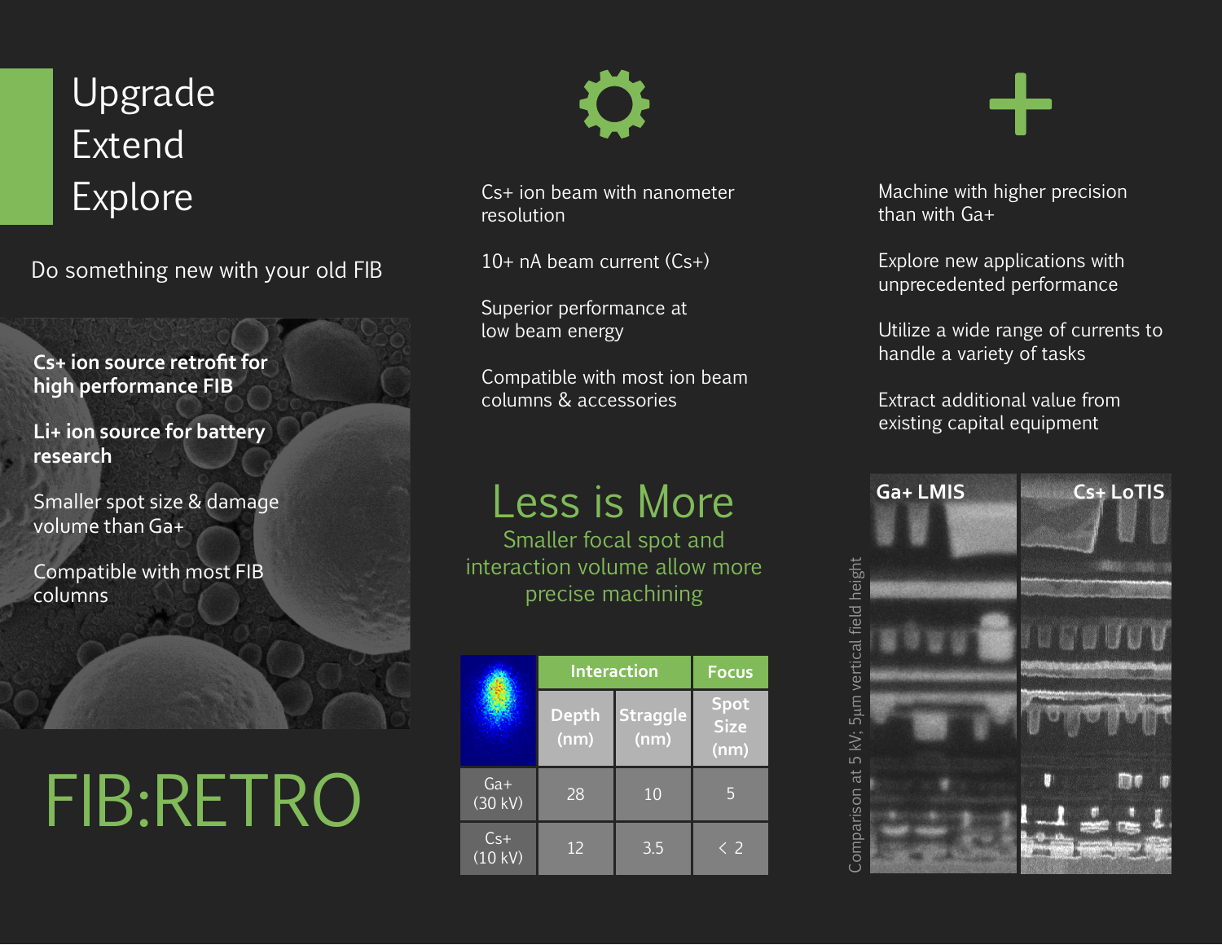# Upgrade
# Extend
# Explore

Do something new with your old FIB

**Cs+ ion source retrofit for high performance FIB**

**Li+ ion source for battery research**

Smaller spot size & damage volume than Ga+

Compatible with most FIB columns

# FIB:RETRO

Cs+ ion beam with nanometer resolution

10+ nA beam current (Cs+)

Superior performance at low beam energy

Compatible with most ion beam columns & accessories

## Less is More

Smaller focal spot and interaction volume allow more precise machining

| | Interaction | | Focus |
|---|---|---|---|
| | Depth (nm) | Straggle (nm) | Spot Size (nm) |
| Ga+ (30 kV) | 28 | 10 | 5 |
| Cs+ (10 kV) | 12 | 3.5 | < 2 |

Machine with higher precision than with Ga+

Explore new applications with unprecedented performance

Utilize a wide range of currents to handle a variety of tasks

Extract additional value from existing capital equipment

Ga+ LMIS | Cs+ LoTIS

Comparison at 5 kV, 5µm vertical field height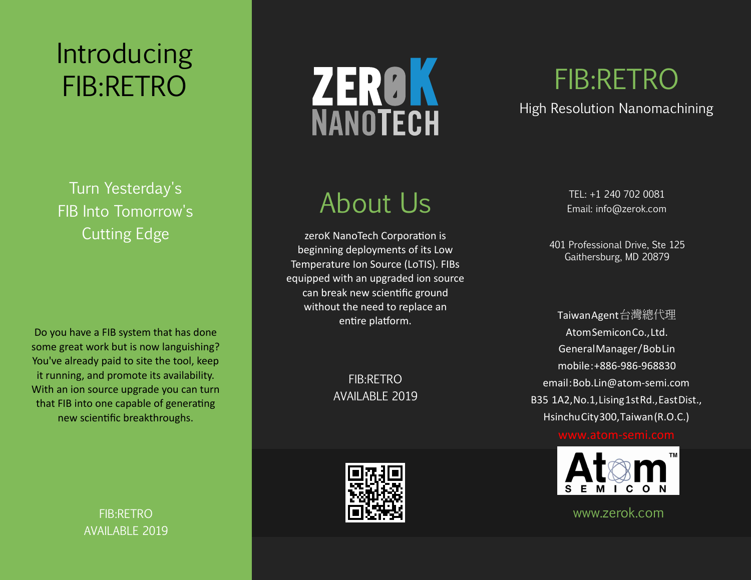# Introducing FIB:RETRO

Turn Yesterday's FIB Into Tomorrow's Cutting Edge

Do you have a FIB system that has done some great work but is now languishing? You've already paid to site the tool, keep it running, and promote its availability. With an ion source upgrade you can turn that FIB into one capable of generating new scientific breakthroughs.

FIB:RETRO
AVAILABLE 2019

ZEROK
NANOTECH

## About Us

zeroK NanoTech Corporation is beginning deployments of its Low Temperature Ion Source (LoTIS). FIBs equipped with an upgraded ion source can break new scientific ground without the need to replace an entire platform.

FIB:RETRO
AVAILABLE 2019

## FIB:RETRO

High Resolution Nanomachining

TEL: +1 240 702 0081
Email: info@zerok.com

401 Professional Drive, Ste 125
Gaithersburg, MD 20879

TaiwanAgent台灣總代理
AtomSemiconCo.,Ltd.
GeneralManager/BobLin
mobile:+886-986-968830
email:Bob.Lin@atom-semi.com
B35 1A2,No.1,Lising1stRd.,EastDist.,
HsinchuCity300,Taiwan(R.O.C.)
www.atom-semi.com

Atom SEMICON ™

www.zerok.com